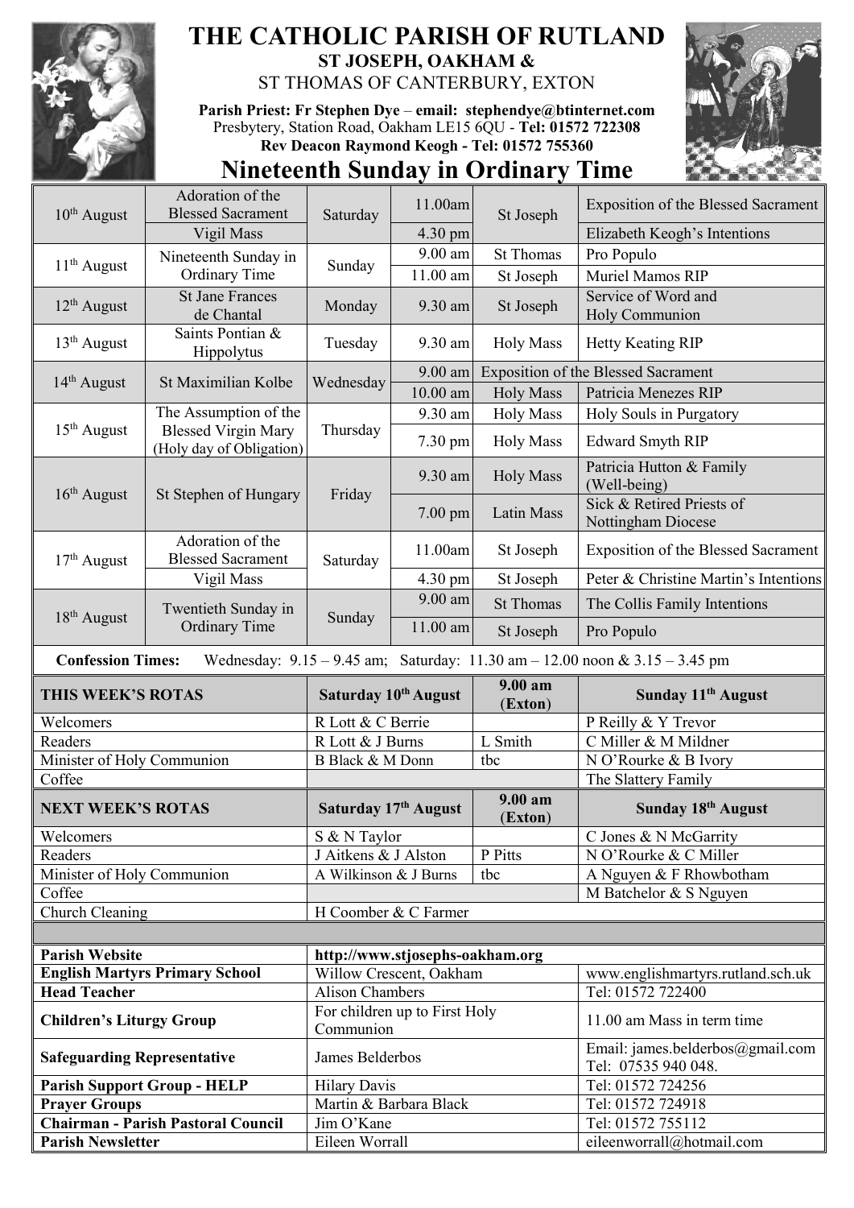# THE CATHOLIC PARISH OF RUTLAND

## ST JOSEPH, OAKHAM &

ST THOMAS OF CANTERBURY, EXTON

**Parish Priest: Fr Stephen Dye – email: stephendye@btinternet.com**
Presbytery, Station Road, Oakham LE15 6QU - **Tel: 01572 722308**
**Rev Deacon Raymond Keogh - Tel: 01572 755360**

# Nineteenth Sunday in Ordinary Time

| | | | | | |
|---|---|---|---|---|---|
| 10th August | Adoration of the Blessed Sacrament | Saturday | 11.00am | St Joseph | Exposition of the Blessed Sacrament |
| | Vigil Mass | | 4.30 pm | | Elizabeth Keogh's Intentions |
| 11th August | Nineteenth Sunday in Ordinary Time | Sunday | 9.00 am | St Thomas | Pro Populo |
| | | | 11.00 am | St Joseph | Muriel Mamos RIP |
| 12th August | St Jane Frances de Chantal | Monday | 9.30 am | St Joseph | Service of Word and Holy Communion |
| 13th August | Saints Pontian & Hippolytus | Tuesday | 9.30 am | Holy Mass | Hetty Keating RIP |
| 14th August | St Maximilian Kolbe | Wednesday | 9.00 am | Exposition of the Blessed Sacrament | |
| | | | 10.00 am | Holy Mass | Patricia Menezes RIP |
| 15th August | The Assumption of the Blessed Virgin Mary (Holy day of Obligation) | Thursday | 9.30 am | Holy Mass | Holy Souls in Purgatory |
| | | | 7.30 pm | Holy Mass | Edward Smyth RIP |
| 16th August | St Stephen of Hungary | Friday | 9.30 am | Holy Mass | Patricia Hutton & Family (Well-being) |
| | | | 7.00 pm | Latin Mass | Sick & Retired Priests of Nottingham Diocese |
| 17th August | Adoration of the Blessed Sacrament | Saturday | 11.00am | St Joseph | Exposition of the Blessed Sacrament |
| | Vigil Mass | | 4.30 pm | St Joseph | Peter & Christine Martin's Intentions |
| 18th August | Twentieth Sunday in Ordinary Time | Sunday | 9.00 am | St Thomas | The Collis Family Intentions |
| | | | 11.00 am | St Joseph | Pro Populo |

**Confession Times:** Wednesday: 9.15 – 9.45 am; Saturday: 11.30 am – 12.00 noon & 3.15 – 3.45 pm

| THIS WEEK'S ROTAS | Saturday 10th August | 9.00 am (Exton) | Sunday 11th August |
|---|---|---|---|
| Welcomers | R Lott & C Berrie | | P Reilly & Y Trevor |
| Readers | R Lott & J Burns | L Smith | C Miller & M Mildner |
| Minister of Holy Communion | B Black & M Donn | tbc | N O'Rourke & B Ivory |
| Coffee | | | The Slattery Family |

| NEXT WEEK'S ROTAS | Saturday 17th August | 9.00 am (Exton) | Sunday 18th August |
|---|---|---|---|
| Welcomers | S & N Taylor | | C Jones & N McGarrity |
| Readers | J Aitkens & J Alston | P Pitts | N O'Rourke & C Miller |
| Minister of Holy Communion | A Wilkinson & J Burns | tbc | A Nguyen & F Rhowbotham |
| Coffee | | | M Batchelor & S Nguyen |
| Church Cleaning | H Coomber & C Farmer | | |

| | | |
|---|---|---|
| **Parish Website** | **http://www.stjosephs-oakham.org** | |
| **English Martyrs Primary School** | Willow Crescent, Oakham | www.englishmartyrs.rutland.sch.uk |
| **Head Teacher** | Alison Chambers | Tel: 01572 722400 |
| **Children's Liturgy Group** | For children up to First Holy Communion | 11.00 am Mass in term time |
| **Safeguarding Representative** | James Belderbos | Email: james.belderbos@gmail.com Tel: 07535 940 048. |
| **Parish Support Group - HELP** | Hilary Davis | Tel: 01572 724256 |
| **Prayer Groups** | Martin & Barbara Black | Tel: 01572 724918 |
| **Chairman - Parish Pastoral Council** | Jim O'Kane | Tel: 01572 755112 |
| **Parish Newsletter** | Eileen Worrall | eileenworrall@hotmail.com |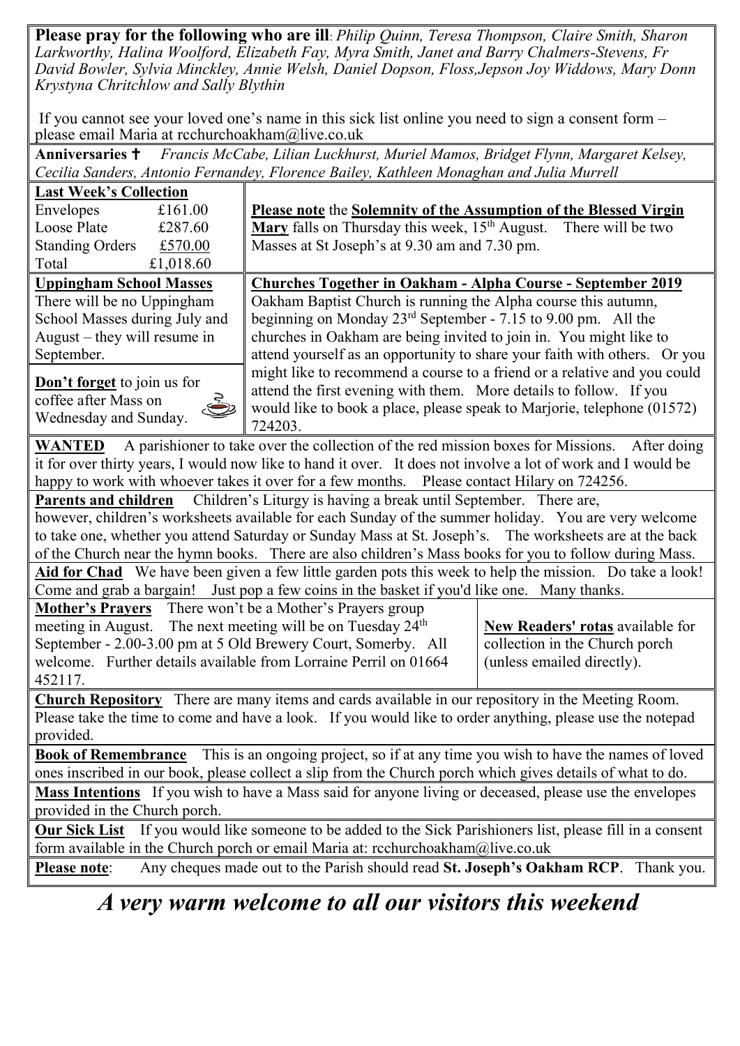**Please pray for the following who are ill**: *Philip Quinn, Teresa Thompson, Claire Smith, Sharon Larkworthy, Halina Woolford, Elizabeth Fay, Myra Smith, Janet and Barry Chalmers-Stevens, Fr David Bowler, Sylvia Minckley, Annie Welsh, Daniel Dopson, Floss,Jepson Joy Widdows, Mary Donn Krystyna Chritchlow and Sally Blythin*

If you cannot see your loved one's name in this sick list online you need to sign a consent form – please email Maria at rcchurchoakham@live.co.uk

**Anniversaries ✝** *Francis McCabe, Lilian Luckhurst, Muriel Mamos, Bridget Flynn, Margaret Kelsey, Cecilia Sanders, Antonio Fernandey, Florence Bailey, Kathleen Monaghan and Julia Murrell*

**Last Week's Collection**

| | |
|---|---|
| Envelopes | £161.00 |
| Loose Plate | £287.60 |
| Standing Orders | £570.00 |
| Total | £1,018.60 |

**Please note** the **Solemnity of the Assumption of the Blessed Virgin Mary** falls on Thursday this week, 15th August. There will be two Masses at St Joseph's at 9.30 am and 7.30 pm.

**Uppingham School Masses**
There will be no Uppingham School Masses during July and August – they will resume in September.

**Don't forget** to join us for coffee after Mass on Wednesday and Sunday.

**Churches Together in Oakham - Alpha Course - September 2019**
Oakham Baptist Church is running the Alpha course this autumn, beginning on Monday 23rd September - 7.15 to 9.00 pm. All the churches in Oakham are being invited to join in. You might like to attend yourself as an opportunity to share your faith with others. Or you might like to recommend a course to a friend or a relative and you could attend the first evening with them. More details to follow. If you would like to book a place, please speak to Marjorie, telephone (01572) 724203.

**WANTED** A parishioner to take over the collection of the red mission boxes for Missions. After doing it for over thirty years, I would now like to hand it over. It does not involve a lot of work and I would be happy to work with whoever takes it over for a few months. Please contact Hilary on 724256.

**Parents and children** Children's Liturgy is having a break until September. There are, however, children's worksheets available for each Sunday of the summer holiday. You are very welcome to take one, whether you attend Saturday or Sunday Mass at St. Joseph's. The worksheets are at the back of the Church near the hymn books. There are also children's Mass books for you to follow during Mass.

**Aid for Chad** We have been given a few little garden pots this week to help the mission. Do take a look! Come and grab a bargain! Just pop a few coins in the basket if you'd like one. Many thanks.

**Mother's Prayers** There won't be a Mother's Prayers group meeting in August. The next meeting will be on Tuesday 24th September - 2.00-3.00 pm at 5 Old Brewery Court, Somerby. All welcome. Further details available from Lorraine Perril on 01664 452117.

**New Readers' rotas** available for collection in the Church porch (unless emailed directly).

**Church Repository** There are many items and cards available in our repository in the Meeting Room. Please take the time to come and have a look. If you would like to order anything, please use the notepad provided.

**Book of Remembrance** This is an ongoing project, so if at any time you wish to have the names of loved ones inscribed in our book, please collect a slip from the Church porch which gives details of what to do.

**Mass Intentions** If you wish to have a Mass said for anyone living or deceased, please use the envelopes provided in the Church porch.

**Our Sick List** If you would like someone to be added to the Sick Parishioners list, please fill in a consent form available in the Church porch or email Maria at: rcchurchoakham@live.co.uk

**Please note**: Any cheques made out to the Parish should read **St. Joseph's Oakham RCP**. Thank you.

## *A very warm welcome to all our visitors this weekend*